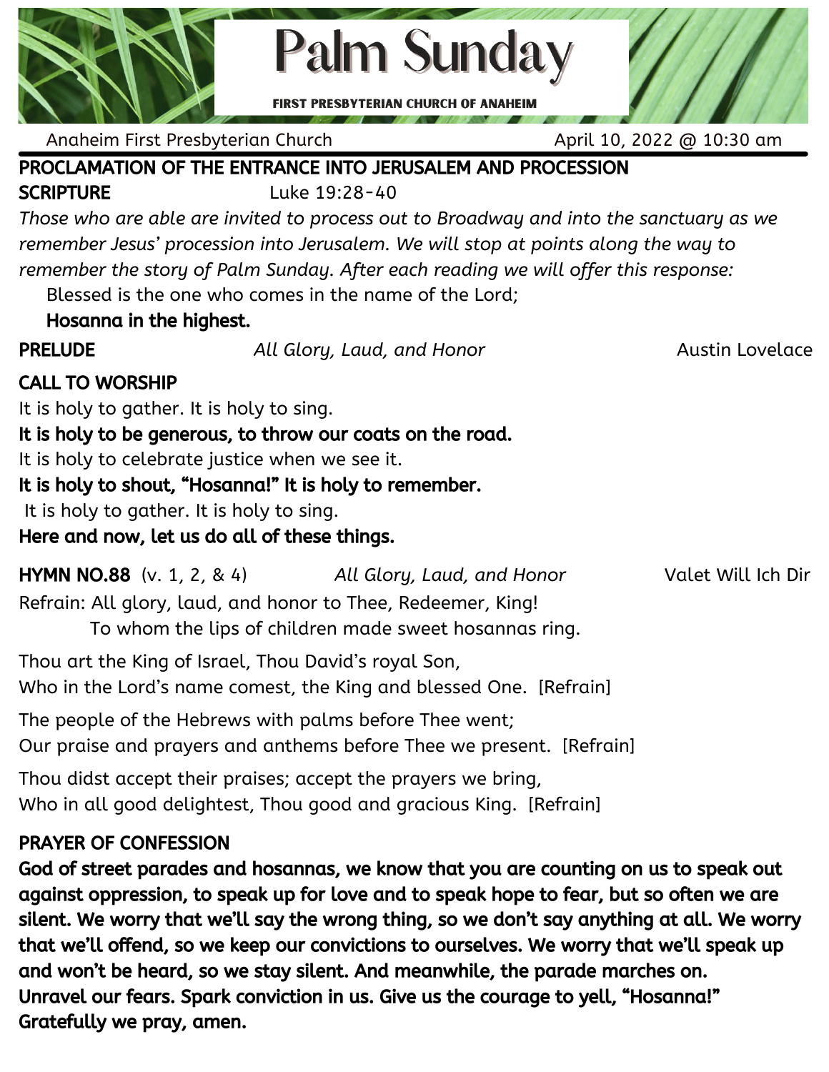# Palm Sunday

**FIRST PRESBYTERIAN CHURCH OF ANAHEIM**

Anaheim First Presbyterian Church April 10, 2022 @ 10:30 am

**PROCLAMATION OF THE ENTRANCE INTO JERUSALEM AND PROCESSION**

**SCRIPTURE** Luke 19:28-40

*Those who are able are invited to process out to Broadway and into the sanctuary as we remember Jesus' procession into Jerusalem. We will stop at points along the way to remember the story of Palm Sunday. After each reading we will offer this response:*

Blessed is the one who comes in the name of the Lord;
**Hosanna in the highest.**

**PRELUDE** *All Glory, Laud, and Honor* Austin Lovelace

**CALL TO WORSHIP**

It is holy to gather. It is holy to sing.
**It is holy to be generous, to throw our coats on the road.**
It is holy to celebrate justice when we see it.
**It is holy to shout, "Hosanna!" It is holy to remember.**
It is holy to gather. It is holy to sing.
**Here and now, let us do all of these things.**

**HYMN NO.88** (v. 1, 2, & 4) *All Glory, Laud, and Honor* Valet Will Ich Dir

Refrain: All glory, laud, and honor to Thee, Redeemer, King!
To whom the lips of children made sweet hosannas ring.

Thou art the King of Israel, Thou David's royal Son,
Who in the Lord's name comest, the King and blessed One. [Refrain]

The people of the Hebrews with palms before Thee went;
Our praise and prayers and anthems before Thee we present. [Refrain]

Thou didst accept their praises; accept the prayers we bring,
Who in all good delightest, Thou good and gracious King. [Refrain]

**PRAYER OF CONFESSION**

**God of street parades and hosannas, we know that you are counting on us to speak out against oppression, to speak up for love and to speak hope to fear, but so often we are silent. We worry that we'll say the wrong thing, so we don't say anything at all. We worry that we'll offend, so we keep our convictions to ourselves. We worry that we'll speak up and won't be heard, so we stay silent. And meanwhile, the parade marches on. Unravel our fears. Spark conviction in us. Give us the courage to yell, "Hosanna!" Gratefully we pray, amen.**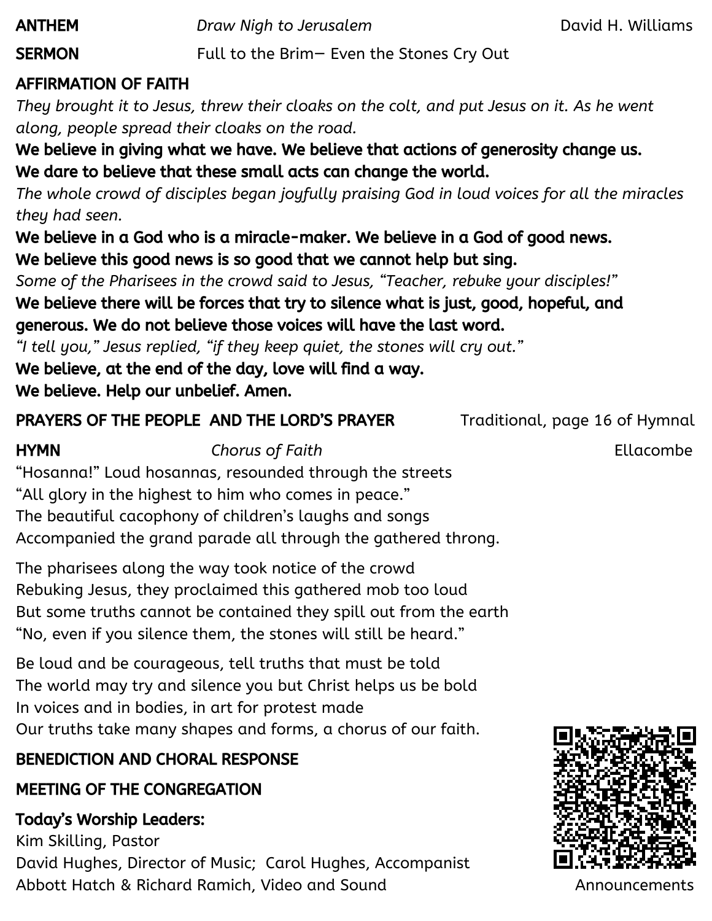**ANTHEM** *Draw Nigh to Jerusalem* David H. Williams

**SERMON** Full to the Brim— Even the Stones Cry Out

**AFFIRMATION OF FAITH**

*They brought it to Jesus, threw their cloaks on the colt, and put Jesus on it. As he went along, people spread their cloaks on the road.*

**We believe in giving what we have. We believe that actions of generosity change us. We dare to believe that these small acts can change the world.**

*The whole crowd of disciples began joyfully praising God in loud voices for all the miracles they had seen.*

**We believe in a God who is a miracle-maker. We believe in a God of good news. We believe this good news is so good that we cannot help but sing.**

*Some of the Pharisees in the crowd said to Jesus, "Teacher, rebuke your disciples!"*

**We believe there will be forces that try to silence what is just, good, hopeful, and generous. We do not believe those voices will have the last word.**

*"I tell you," Jesus replied, "if they keep quiet, the stones will cry out."*

**We believe, at the end of the day, love will find a way.**
**We believe. Help our unbelief. Amen.**

**PRAYERS OF THE PEOPLE AND THE LORD'S PRAYER** Traditional, page 16 of Hymnal

**HYMN** *Chorus of Faith* Ellacombe

"Hosanna!" Loud hosannas, resounded through the streets
"All glory in the highest to him who comes in peace."
The beautiful cacophony of children's laughs and songs
Accompanied the grand parade all through the gathered throng.

The pharisees along the way took notice of the crowd
Rebuking Jesus, they proclaimed this gathered mob too loud
But some truths cannot be contained they spill out from the earth
"No, even if you silence them, the stones will still be heard."

Be loud and be courageous, tell truths that must be told
The world may try and silence you but Christ helps us be bold
In voices and in bodies, in art for protest made
Our truths take many shapes and forms, a chorus of our faith.

**BENEDICTION AND CHORAL RESPONSE**

**MEETING OF THE CONGREGATION**

**Today's Worship Leaders:**
Kim Skilling, Pastor
David Hughes, Director of Music; Carol Hughes, Accompanist
Abbott Hatch & Richard Ramich, Video and Sound

Announcements